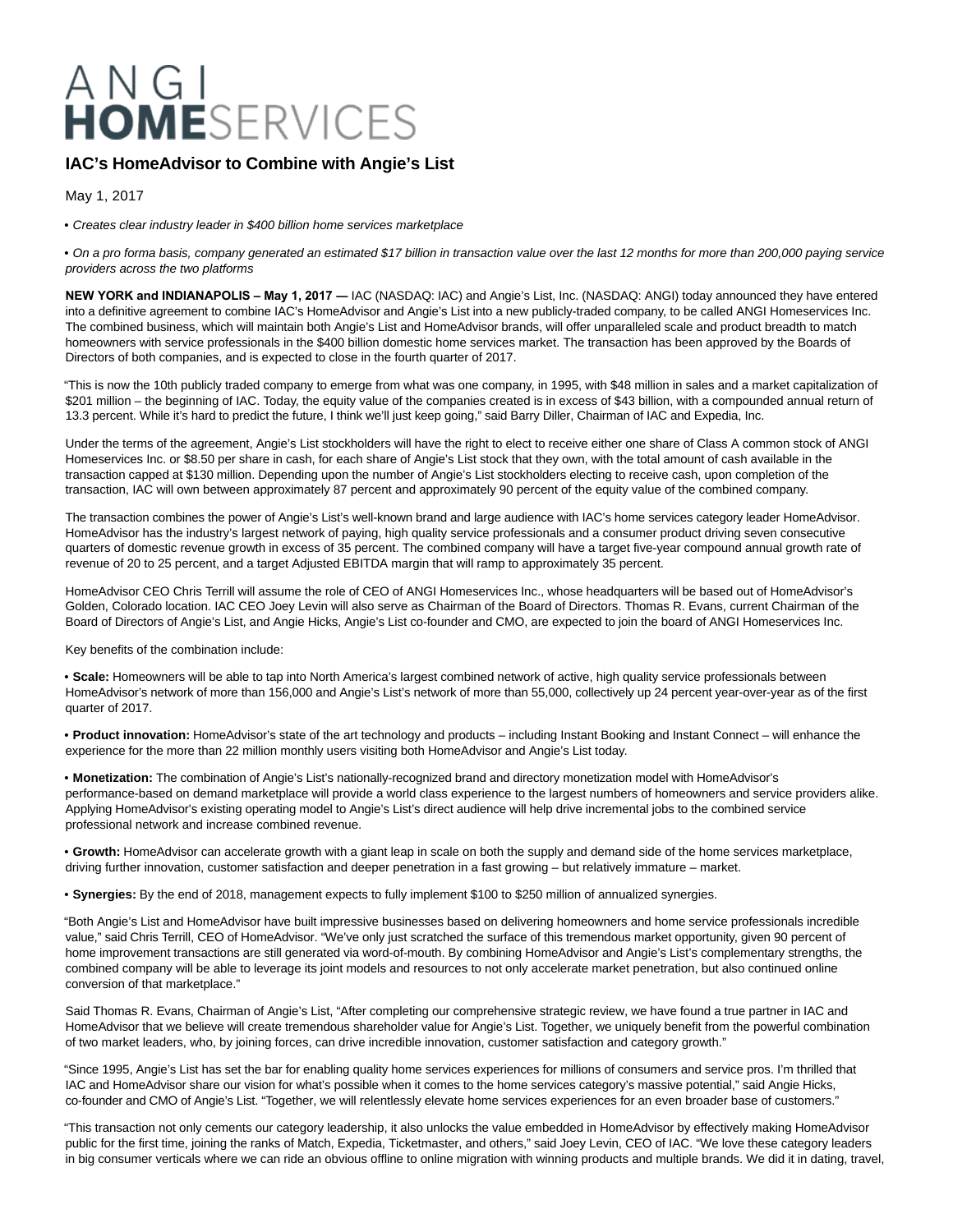ANGI **HOME**SERVICES

# IAC's HomeAdvisor to Combine with Angie's List

May 1, 2017

• *Creates clear industry leader in $400 billion home services marketplace*

• *On a pro forma basis, company generated an estimated $17 billion in transaction value over the last 12 months for more than 200,000 paying service providers across the two platforms*

**NEW YORK and INDIANAPOLIS – May 1, 2017 —** IAC (NASDAQ: IAC) and Angie's List, Inc. (NASDAQ: ANGI) today announced they have entered into a definitive agreement to combine IAC's HomeAdvisor and Angie's List into a new publicly-traded company, to be called ANGI Homeservices Inc. The combined business, which will maintain both Angie's List and HomeAdvisor brands, will offer unparalleled scale and product breadth to match homeowners with service professionals in the $400 billion domestic home services market. The transaction has been approved by the Boards of Directors of both companies, and is expected to close in the fourth quarter of 2017.

"This is now the 10th publicly traded company to emerge from what was one company, in 1995, with $48 million in sales and a market capitalization of $201 million – the beginning of IAC. Today, the equity value of the companies created is in excess of $43 billion, with a compounded annual return of 13.3 percent. While it's hard to predict the future, I think we'll just keep going," said Barry Diller, Chairman of IAC and Expedia, Inc.

Under the terms of the agreement, Angie's List stockholders will have the right to elect to receive either one share of Class A common stock of ANGI Homeservices Inc. or $8.50 per share in cash, for each share of Angie's List stock that they own, with the total amount of cash available in the transaction capped at $130 million. Depending upon the number of Angie's List stockholders electing to receive cash, upon completion of the transaction, IAC will own between approximately 87 percent and approximately 90 percent of the equity value of the combined company.

The transaction combines the power of Angie's List's well-known brand and large audience with IAC's home services category leader HomeAdvisor. HomeAdvisor has the industry's largest network of paying, high quality service professionals and a consumer product driving seven consecutive quarters of domestic revenue growth in excess of 35 percent. The combined company will have a target five-year compound annual growth rate of revenue of 20 to 25 percent, and a target Adjusted EBITDA margin that will ramp to approximately 35 percent.

HomeAdvisor CEO Chris Terrill will assume the role of CEO of ANGI Homeservices Inc., whose headquarters will be based out of HomeAdvisor's Golden, Colorado location. IAC CEO Joey Levin will also serve as Chairman of the Board of Directors. Thomas R. Evans, current Chairman of the Board of Directors of Angie's List, and Angie Hicks, Angie's List co-founder and CMO, are expected to join the board of ANGI Homeservices Inc.

Key benefits of the combination include:

• **Scale:** Homeowners will be able to tap into North America's largest combined network of active, high quality service professionals between HomeAdvisor's network of more than 156,000 and Angie's List's network of more than 55,000, collectively up 24 percent year-over-year as of the first quarter of 2017.

• **Product innovation:** HomeAdvisor's state of the art technology and products – including Instant Booking and Instant Connect – will enhance the experience for the more than 22 million monthly users visiting both HomeAdvisor and Angie's List today.

• **Monetization:** The combination of Angie's List's nationally-recognized brand and directory monetization model with HomeAdvisor's performance-based on demand marketplace will provide a world class experience to the largest numbers of homeowners and service providers alike. Applying HomeAdvisor's existing operating model to Angie's List's direct audience will help drive incremental jobs to the combined service professional network and increase combined revenue.

• **Growth:** HomeAdvisor can accelerate growth with a giant leap in scale on both the supply and demand side of the home services marketplace, driving further innovation, customer satisfaction and deeper penetration in a fast growing – but relatively immature – market.

• **Synergies:** By the end of 2018, management expects to fully implement $100 to $250 million of annualized synergies.

"Both Angie's List and HomeAdvisor have built impressive businesses based on delivering homeowners and home service professionals incredible value," said Chris Terrill, CEO of HomeAdvisor. "We've only just scratched the surface of this tremendous market opportunity, given 90 percent of home improvement transactions are still generated via word-of-mouth. By combining HomeAdvisor and Angie's List's complementary strengths, the combined company will be able to leverage its joint models and resources to not only accelerate market penetration, but also continued online conversion of that marketplace."

Said Thomas R. Evans, Chairman of Angie's List, "After completing our comprehensive strategic review, we have found a true partner in IAC and HomeAdvisor that we believe will create tremendous shareholder value for Angie's List. Together, we uniquely benefit from the powerful combination of two market leaders, who, by joining forces, can drive incredible innovation, customer satisfaction and category growth."

"Since 1995, Angie's List has set the bar for enabling quality home services experiences for millions of consumers and service pros. I'm thrilled that IAC and HomeAdvisor share our vision for what's possible when it comes to the home services category's massive potential," said Angie Hicks, co-founder and CMO of Angie's List. "Together, we will relentlessly elevate home services experiences for an even broader base of customers."

"This transaction not only cements our category leadership, it also unlocks the value embedded in HomeAdvisor by effectively making HomeAdvisor public for the first time, joining the ranks of Match, Expedia, Ticketmaster, and others," said Joey Levin, CEO of IAC. "We love these category leaders in big consumer verticals where we can ride an obvious offline to online migration with winning products and multiple brands. We did it in dating, travel,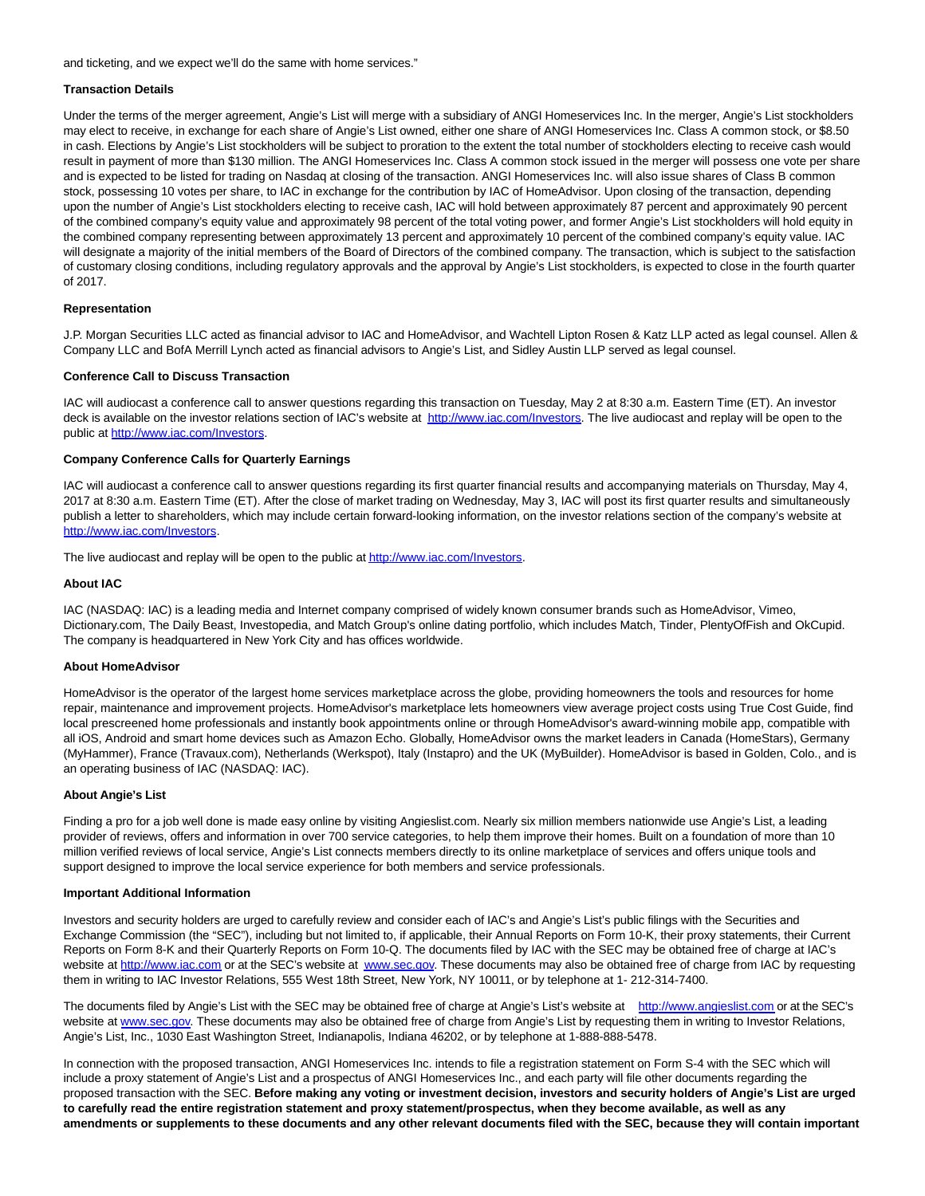and ticketing, and we expect we'll do the same with home services."

**Transaction Details**

Under the terms of the merger agreement, Angie's List will merge with a subsidiary of ANGI Homeservices Inc. In the merger, Angie's List stockholders may elect to receive, in exchange for each share of Angie's List owned, either one share of ANGI Homeservices Inc. Class A common stock, or $8.50 in cash. Elections by Angie's List stockholders will be subject to proration to the extent the total number of stockholders electing to receive cash would result in payment of more than $130 million. The ANGI Homeservices Inc. Class A common stock issued in the merger will possess one vote per share and is expected to be listed for trading on Nasdaq at closing of the transaction. ANGI Homeservices Inc. will also issue shares of Class B common stock, possessing 10 votes per share, to IAC in exchange for the contribution by IAC of HomeAdvisor. Upon closing of the transaction, depending upon the number of Angie's List stockholders electing to receive cash, IAC will hold between approximately 87 percent and approximately 90 percent of the combined company's equity value and approximately 98 percent of the total voting power, and former Angie's List stockholders will hold equity in the combined company representing between approximately 13 percent and approximately 10 percent of the combined company's equity value. IAC will designate a majority of the initial members of the Board of Directors of the combined company. The transaction, which is subject to the satisfaction of customary closing conditions, including regulatory approvals and the approval by Angie's List stockholders, is expected to close in the fourth quarter of 2017.

**Representation**

J.P. Morgan Securities LLC acted as financial advisor to IAC and HomeAdvisor, and Wachtell Lipton Rosen & Katz LLP acted as legal counsel. Allen & Company LLC and BofA Merrill Lynch acted as financial advisors to Angie's List, and Sidley Austin LLP served as legal counsel.

**Conference Call to Discuss Transaction**

IAC will audiocast a conference call to answer questions regarding this transaction on Tuesday, May 2 at 8:30 a.m. Eastern Time (ET). An investor deck is available on the investor relations section of IAC's website at http://www.iac.com/Investors. The live audiocast and replay will be open to the public at http://www.iac.com/Investors.

**Company Conference Calls for Quarterly Earnings**

IAC will audiocast a conference call to answer questions regarding its first quarter financial results and accompanying materials on Thursday, May 4, 2017 at 8:30 a.m. Eastern Time (ET). After the close of market trading on Wednesday, May 3, IAC will post its first quarter results and simultaneously publish a letter to shareholders, which may include certain forward-looking information, on the investor relations section of the company's website at http://www.iac.com/Investors.

The live audiocast and replay will be open to the public at http://www.iac.com/Investors.

**About IAC**

IAC (NASDAQ: IAC) is a leading media and Internet company comprised of widely known consumer brands such as HomeAdvisor, Vimeo, Dictionary.com, The Daily Beast, Investopedia, and Match Group's online dating portfolio, which includes Match, Tinder, PlentyOfFish and OkCupid. The company is headquartered in New York City and has offices worldwide.

**About HomeAdvisor**

HomeAdvisor is the operator of the largest home services marketplace across the globe, providing homeowners the tools and resources for home repair, maintenance and improvement projects. HomeAdvisor's marketplace lets homeowners view average project costs using True Cost Guide, find local prescreened home professionals and instantly book appointments online or through HomeAdvisor's award-winning mobile app, compatible with all iOS, Android and smart home devices such as Amazon Echo. Globally, HomeAdvisor owns the market leaders in Canada (HomeStars), Germany (MyHammer), France (Travaux.com), Netherlands (Werkspot), Italy (Instapro) and the UK (MyBuilder). HomeAdvisor is based in Golden, Colo., and is an operating business of IAC (NASDAQ: IAC).

**About Angie's List**

Finding a pro for a job well done is made easy online by visiting Angieslist.com. Nearly six million members nationwide use Angie's List, a leading provider of reviews, offers and information in over 700 service categories, to help them improve their homes. Built on a foundation of more than 10 million verified reviews of local service, Angie's List connects members directly to its online marketplace of services and offers unique tools and support designed to improve the local service experience for both members and service professionals.

**Important Additional Information**

Investors and security holders are urged to carefully review and consider each of IAC's and Angie's List's public filings with the Securities and Exchange Commission (the "SEC"), including but not limited to, if applicable, their Annual Reports on Form 10-K, their proxy statements, their Current Reports on Form 8-K and their Quarterly Reports on Form 10-Q. The documents filed by IAC with the SEC may be obtained free of charge at IAC's website at http://www.iac.com or at the SEC's website at www.sec.gov. These documents may also be obtained free of charge from IAC by requesting them in writing to IAC Investor Relations, 555 West 18th Street, New York, NY 10011, or by telephone at 1- 212-314-7400.

The documents filed by Angie's List with the SEC may be obtained free of charge at Angie's List's website at http://www.angieslist.com or at the SEC's website at www.sec.gov. These documents may also be obtained free of charge from Angie's List by requesting them in writing to Investor Relations, Angie's List, Inc., 1030 East Washington Street, Indianapolis, Indiana 46202, or by telephone at 1-888-888-5478.

In connection with the proposed transaction, ANGI Homeservices Inc. intends to file a registration statement on Form S-4 with the SEC which will include a proxy statement of Angie's List and a prospectus of ANGI Homeservices Inc., and each party will file other documents regarding the proposed transaction with the SEC. **Before making any voting or investment decision, investors and security holders of Angie's List are urged to carefully read the entire registration statement and proxy statement/prospectus, when they become available, as well as any amendments or supplements to these documents and any other relevant documents filed with the SEC, because they will contain important**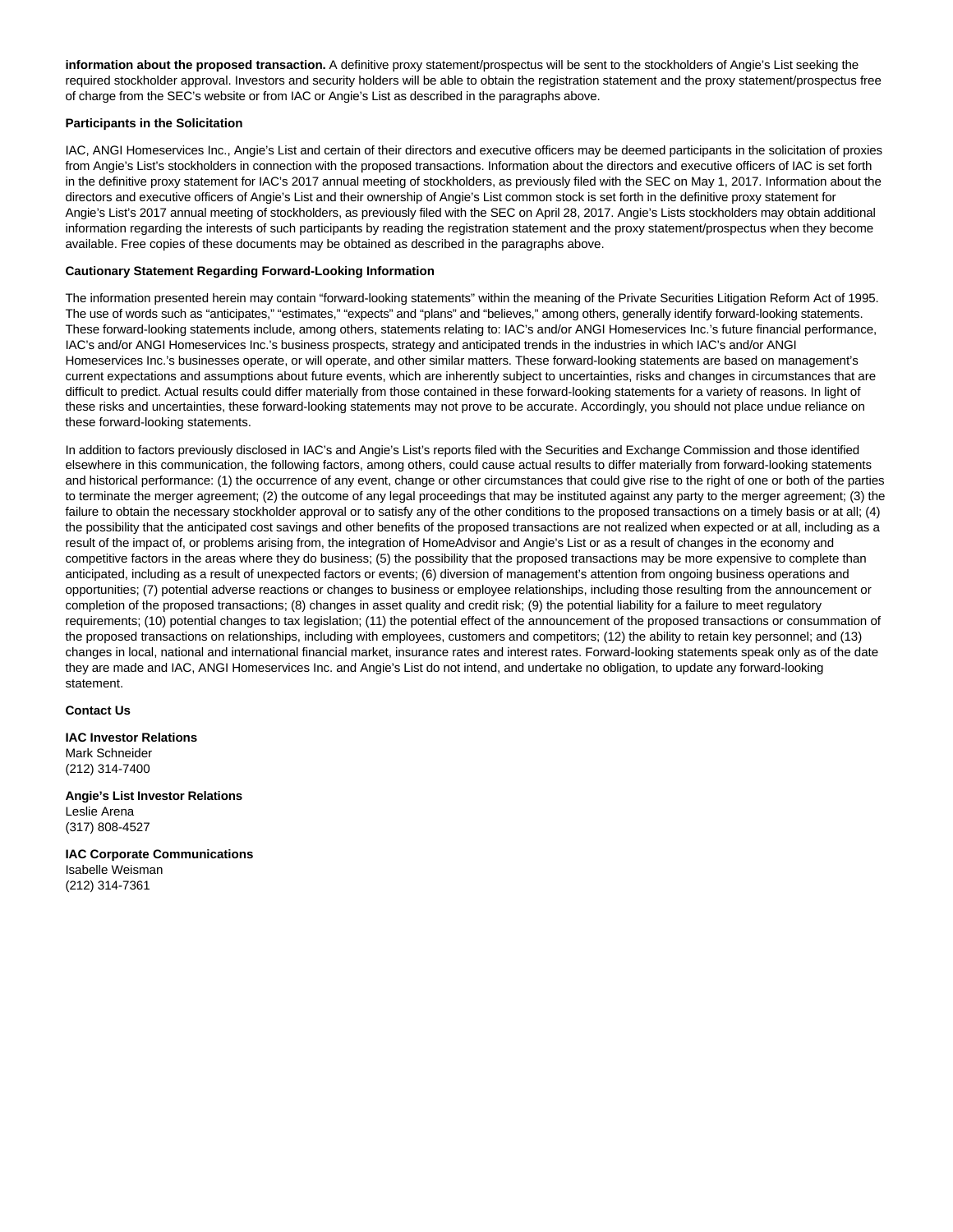**information about the proposed transaction.** A definitive proxy statement/prospectus will be sent to the stockholders of Angie's List seeking the required stockholder approval. Investors and security holders will be able to obtain the registration statement and the proxy statement/prospectus free of charge from the SEC's website or from IAC or Angie's List as described in the paragraphs above.

**Participants in the Solicitation**

IAC, ANGI Homeservices Inc., Angie's List and certain of their directors and executive officers may be deemed participants in the solicitation of proxies from Angie's List's stockholders in connection with the proposed transactions. Information about the directors and executive officers of IAC is set forth in the definitive proxy statement for IAC's 2017 annual meeting of stockholders, as previously filed with the SEC on May 1, 2017. Information about the directors and executive officers of Angie's List and their ownership of Angie's List common stock is set forth in the definitive proxy statement for Angie's List's 2017 annual meeting of stockholders, as previously filed with the SEC on April 28, 2017. Angie's Lists stockholders may obtain additional information regarding the interests of such participants by reading the registration statement and the proxy statement/prospectus when they become available. Free copies of these documents may be obtained as described in the paragraphs above.

**Cautionary Statement Regarding Forward-Looking Information**

The information presented herein may contain "forward-looking statements" within the meaning of the Private Securities Litigation Reform Act of 1995. The use of words such as "anticipates," "estimates," "expects" and "plans" and "believes," among others, generally identify forward-looking statements. These forward-looking statements include, among others, statements relating to: IAC's and/or ANGI Homeservices Inc.'s future financial performance, IAC's and/or ANGI Homeservices Inc.'s business prospects, strategy and anticipated trends in the industries in which IAC's and/or ANGI Homeservices Inc.'s businesses operate, or will operate, and other similar matters. These forward-looking statements are based on management's current expectations and assumptions about future events, which are inherently subject to uncertainties, risks and changes in circumstances that are difficult to predict. Actual results could differ materially from those contained in these forward-looking statements for a variety of reasons. In light of these risks and uncertainties, these forward-looking statements may not prove to be accurate. Accordingly, you should not place undue reliance on these forward-looking statements.

In addition to factors previously disclosed in IAC's and Angie's List's reports filed with the Securities and Exchange Commission and those identified elsewhere in this communication, the following factors, among others, could cause actual results to differ materially from forward-looking statements and historical performance: (1) the occurrence of any event, change or other circumstances that could give rise to the right of one or both of the parties to terminate the merger agreement; (2) the outcome of any legal proceedings that may be instituted against any party to the merger agreement; (3) the failure to obtain the necessary stockholder approval or to satisfy any of the other conditions to the proposed transactions on a timely basis or at all; (4) the possibility that the anticipated cost savings and other benefits of the proposed transactions are not realized when expected or at all, including as a result of the impact of, or problems arising from, the integration of HomeAdvisor and Angie's List or as a result of changes in the economy and competitive factors in the areas where they do business; (5) the possibility that the proposed transactions may be more expensive to complete than anticipated, including as a result of unexpected factors or events; (6) diversion of management's attention from ongoing business operations and opportunities; (7) potential adverse reactions or changes to business or employee relationships, including those resulting from the announcement or completion of the proposed transactions; (8) changes in asset quality and credit risk; (9) the potential liability for a failure to meet regulatory requirements; (10) potential changes to tax legislation; (11) the potential effect of the announcement of the proposed transactions or consummation of the proposed transactions on relationships, including with employees, customers and competitors; (12) the ability to retain key personnel; and (13) changes in local, national and international financial market, insurance rates and interest rates. Forward-looking statements speak only as of the date they are made and IAC, ANGI Homeservices Inc. and Angie's List do not intend, and undertake no obligation, to update any forward-looking statement.

**Contact Us**

**IAC Investor Relations**
Mark Schneider
(212) 314-7400

**Angie's List Investor Relations**
Leslie Arena
(317) 808-4527

**IAC Corporate Communications**
Isabelle Weisman
(212) 314-7361